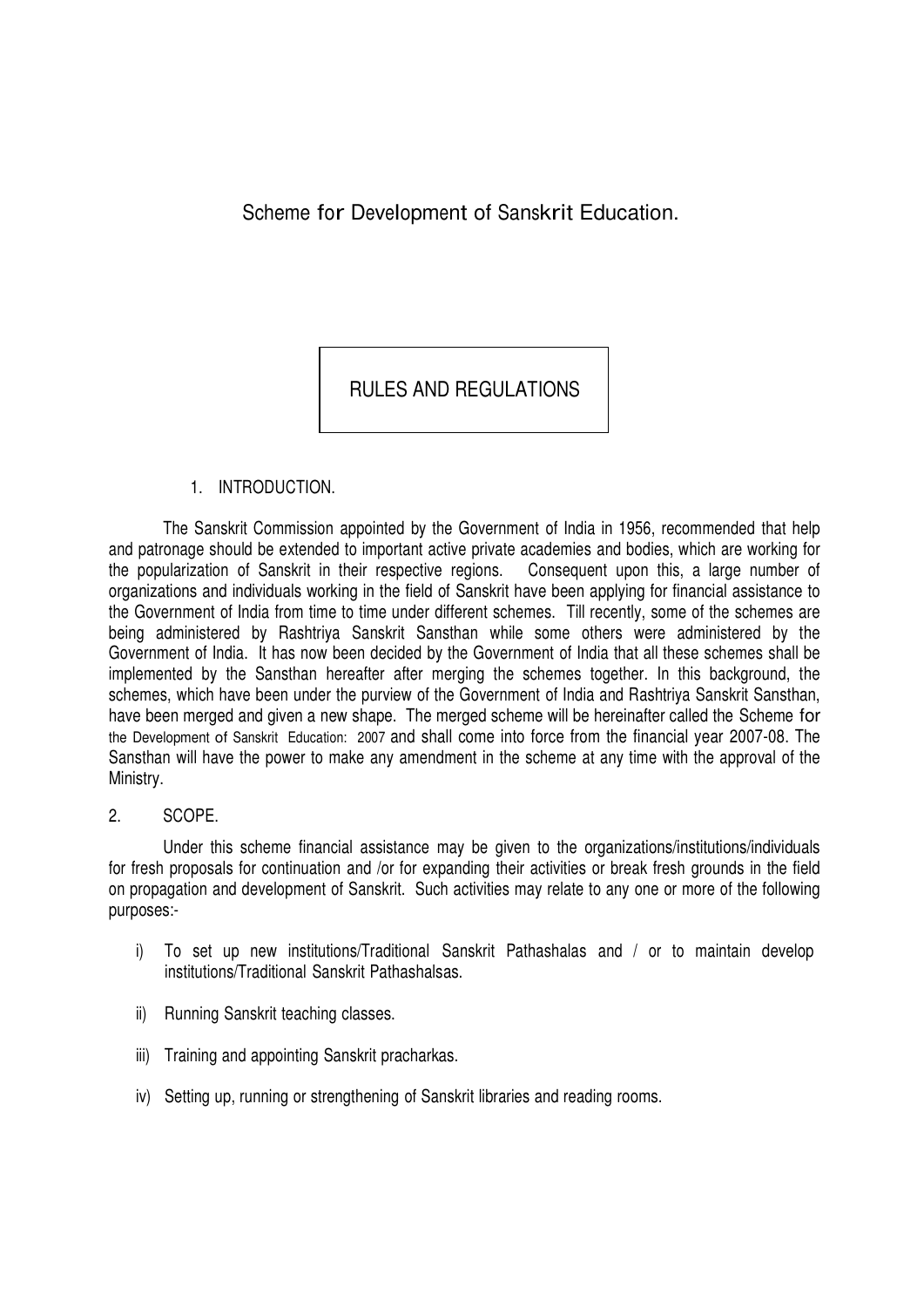# Scheme for Development of Sanskrit Education.

## RULES AND REGULATIONS

### 1. INTRODUCTION.

The Sanskrit Commission appointed by the Government of India in 1956, recommended that help and patronage should be extended to important active private academies and bodies, which are working for the popularization of Sanskrit in their respective regions. Consequent upon this, a large number of organizations and individuals working in the field of Sanskrit have been applying for financial assistance to the Government of India from time to time under different schemes. Till recently, some of the schemes are being administered by Rashtriya Sanskrit Sansthan while some others were administered by the Government of India. It has now been decided by the Government of India that all these schemes shall be implemented by the Sansthan hereafter after merging the schemes together. In this background, the schemes, which have been under the purview of the Government of India and Rashtriya Sanskrit Sansthan, have been merged and given a new shape. The merged scheme will be hereinafter called the Scheme for the Development of Sanskrit Education: 2007 and shall come into force from the financial year 2007-08. The Sansthan will have the power to make any amendment in the scheme at any time with the approval of the Ministry.

### 2. SCOPE.

Under this scheme financial assistance may be given to the organizations/institutions/individuals for fresh proposals for continuation and /or for expanding their activities or break fresh grounds in the field on propagation and development of Sanskrit. Such activities may relate to any one or more of the following purposes:-

i) To set up new institutions/Traditional Sanskrit Pathashalas and / or to maintain develop institutions/Traditional Sanskrit Pathashalsas.

ii) Running Sanskrit teaching classes.

iii) Training and appointing Sanskrit pracharkas.

iv) Setting up, running or strengthening of Sanskrit libraries and reading rooms.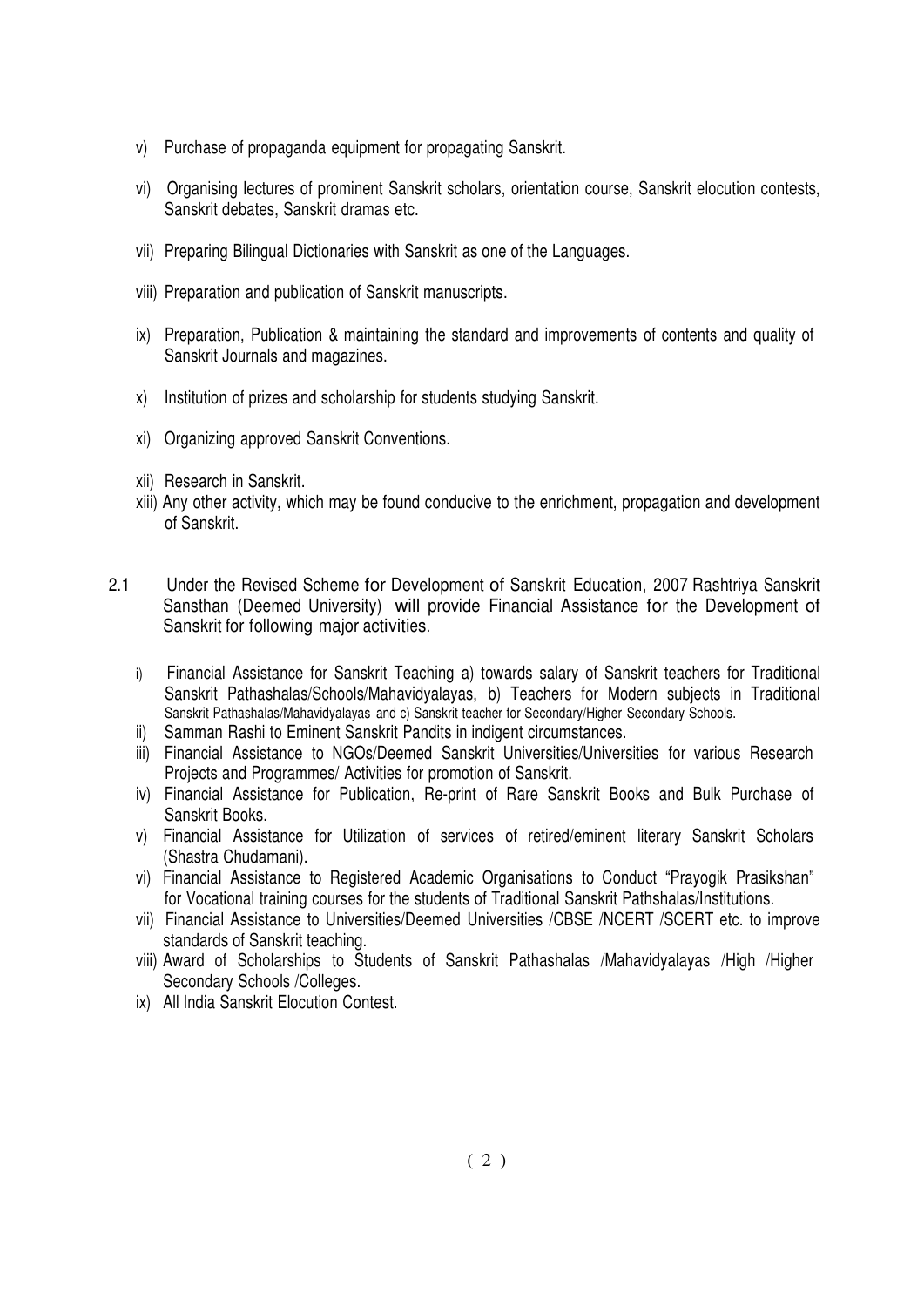v) Purchase of propaganda equipment for propagating Sanskrit.

vi) Organising lectures of prominent Sanskrit scholars, orientation course, Sanskrit elocution contests, Sanskrit debates, Sanskrit dramas etc.

vii) Preparing Bilingual Dictionaries with Sanskrit as one of the Languages.

viii) Preparation and publication of Sanskrit manuscripts.

ix) Preparation, Publication & maintaining the standard and improvements of contents and quality of Sanskrit Journals and magazines.

x) Institution of prizes and scholarship for students studying Sanskrit.

xi) Organizing approved Sanskrit Conventions.

xii) Research in Sanskrit.

xiii) Any other activity, which may be found conducive to the enrichment, propagation and development of Sanskrit.

2.1 Under the Revised Scheme for Development of Sanskrit Education, 2007 Rashtriya Sanskrit Sansthan (Deemed University) will provide Financial Assistance for the Development of Sanskrit for following major activities.

i) Financial Assistance for Sanskrit Teaching a) towards salary of Sanskrit teachers for Traditional Sanskrit Pathashalas/Schools/Mahavidyalayas, b) Teachers for Modern subjects in Traditional Sanskrit Pathashalas/Mahavidyalayas and c) Sanskrit teacher for Secondary/Higher Secondary Schools.

ii) Samman Rashi to Eminent Sanskrit Pandits in indigent circumstances.

iii) Financial Assistance to NGOs/Deemed Sanskrit Universities/Universities for various Research Projects and Programmes/ Activities for promotion of Sanskrit.

iv) Financial Assistance for Publication, Re-print of Rare Sanskrit Books and Bulk Purchase of Sanskrit Books.

v) Financial Assistance for Utilization of services of retired/eminent literary Sanskrit Scholars (Shastra Chudamani).

vi) Financial Assistance to Registered Academic Organisations to Conduct "Prayogik Prasikshan" for Vocational training courses for the students of Traditional Sanskrit Pathshalas/Institutions.

vii) Financial Assistance to Universities/Deemed Universities /CBSE /NCERT /SCERT etc. to improve standards of Sanskrit teaching.

viii) Award of Scholarships to Students of Sanskrit Pathashalas /Mahavidyalayas /High /Higher Secondary Schools /Colleges.

ix) All India Sanskrit Elocution Contest.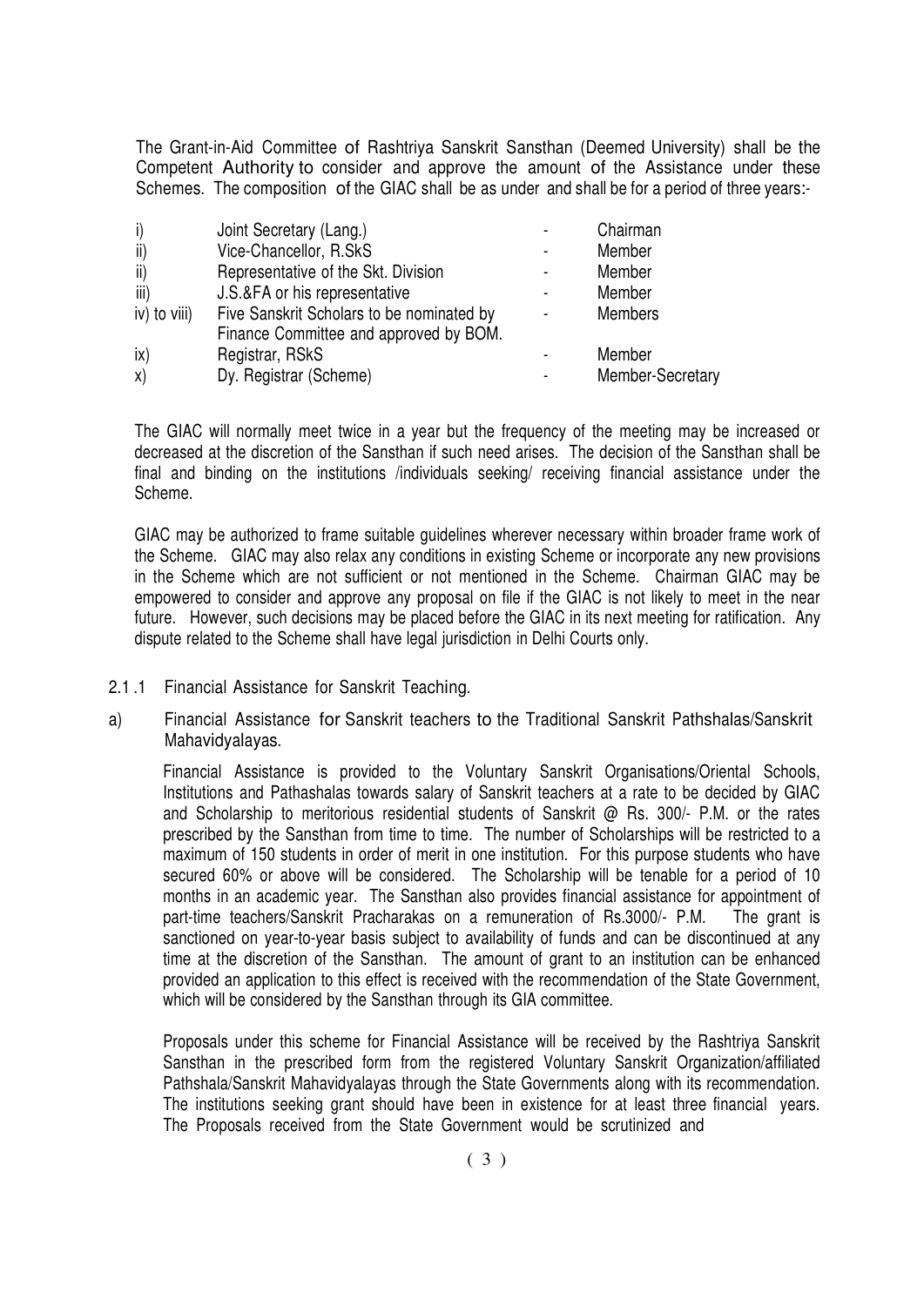The Grant-in-Aid Committee of Rashtriya Sanskrit Sansthan (Deemed University) shall be the Competent Authority to consider and approve the amount of the Assistance under these Schemes. The composition of the GIAC shall be as under and shall be for a period of three years:-

| | | | |
|---|---|---|---|
| i) | Joint Secretary (Lang.) | - | Chairman |
| ii) | Vice-Chancellor, R.SkS | - | Member |
| ii) | Representative of the Skt. Division | - | Member |
| iii) | J.S.&FA or his representative | - | Member |
| iv) to viii) | Five Sanskrit Scholars to be nominated by Finance Committee and approved by BOM. | - | Members |
| ix) | Registrar, RSkS | - | Member |
| x) | Dy. Registrar (Scheme) | - | Member-Secretary |

The GIAC will normally meet twice in a year but the frequency of the meeting may be increased or decreased at the discretion of the Sansthan if such need arises. The decision of the Sansthan shall be final and binding on the institutions /individuals seeking/ receiving financial assistance under the Scheme.

GIAC may be authorized to frame suitable guidelines wherever necessary within broader frame work of the Scheme. GIAC may also relax any conditions in existing Scheme or incorporate any new provisions in the Scheme which are not sufficient or not mentioned in the Scheme. Chairman GIAC may be empowered to consider and approve any proposal on file if the GIAC is not likely to meet in the near future. However, such decisions may be placed before the GIAC in its next meeting for ratification. Any dispute related to the Scheme shall have legal jurisdiction in Delhi Courts only.

2.1 .1 Financial Assistance for Sanskrit Teaching.

a) Financial Assistance for Sanskrit teachers to the Traditional Sanskrit Pathshalas/Sanskrit Mahavidyalayas.

Financial Assistance is provided to the Voluntary Sanskrit Organisations/Oriental Schools, Institutions and Pathashalas towards salary of Sanskrit teachers at a rate to be decided by GIAC and Scholarship to meritorious residential students of Sanskrit @ Rs. 300/- P.M. or the rates prescribed by the Sansthan from time to time. The number of Scholarships will be restricted to a maximum of 150 students in order of merit in one institution. For this purpose students who have secured 60% or above will be considered. The Scholarship will be tenable for a period of 10 months in an academic year. The Sansthan also provides financial assistance for appointment of part-time teachers/Sanskrit Pracharakas on a remuneration of Rs.3000/- P.M. The grant is sanctioned on year-to-year basis subject to availability of funds and can be discontinued at any time at the discretion of the Sansthan. The amount of grant to an institution can be enhanced provided an application to this effect is received with the recommendation of the State Government, which will be considered by the Sansthan through its GIA committee.

Proposals under this scheme for Financial Assistance will be received by the Rashtriya Sanskrit Sansthan in the prescribed form from the registered Voluntary Sanskrit Organization/affiliated Pathshala/Sanskrit Mahavidyalayas through the State Governments along with its recommendation. The institutions seeking grant should have been in existence for at least three financial years. The Proposals received from the State Government would be scrutinized and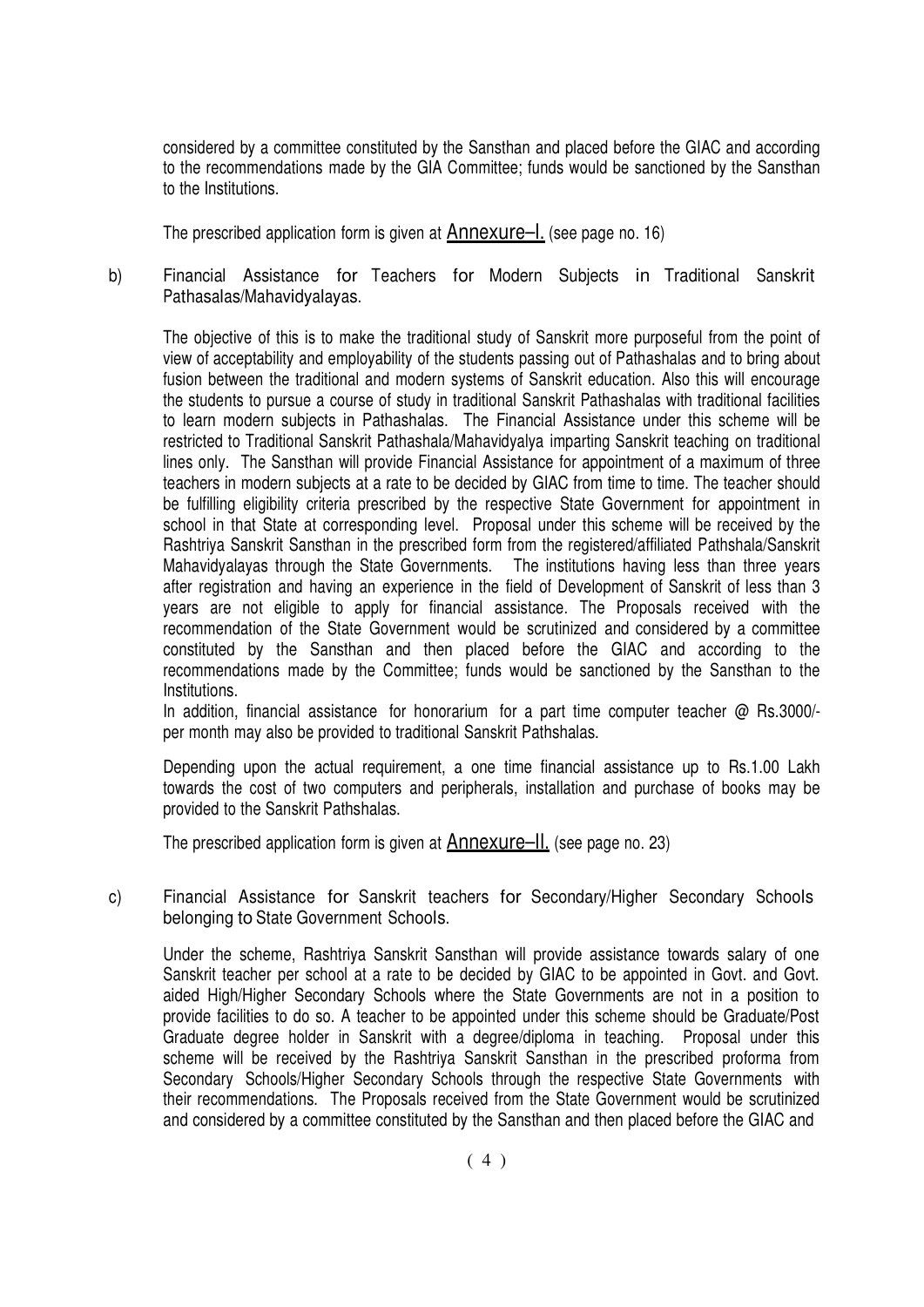considered by a committee constituted by the Sansthan and placed before the GIAC and according to the recommendations made by the GIA Committee; funds would be sanctioned by the Sansthan to the Institutions.

The prescribed application form is given at **Annexure–I.** (see page no. 16)

b) Financial Assistance for Teachers for Modern Subjects in Traditional Sanskrit Pathasalas/Mahavidyalayas.

The objective of this is to make the traditional study of Sanskrit more purposeful from the point of view of acceptability and employability of the students passing out of Pathashalas and to bring about fusion between the traditional and modern systems of Sanskrit education. Also this will encourage the students to pursue a course of study in traditional Sanskrit Pathashalas with traditional facilities to learn modern subjects in Pathashalas. The Financial Assistance under this scheme will be restricted to Traditional Sanskrit Pathashala/Mahavidyalya imparting Sanskrit teaching on traditional lines only. The Sansthan will provide Financial Assistance for appointment of a maximum of three teachers in modern subjects at a rate to be decided by GIAC from time to time. The teacher should be fulfilling eligibility criteria prescribed by the respective State Government for appointment in school in that State at corresponding level. Proposal under this scheme will be received by the Rashtriya Sanskrit Sansthan in the prescribed form from the registered/affiliated Pathshala/Sanskrit Mahavidyalayas through the State Governments. The institutions having less than three years after registration and having an experience in the field of Development of Sanskrit of less than 3 years are not eligible to apply for financial assistance. The Proposals received with the recommendation of the State Government would be scrutinized and considered by a committee constituted by the Sansthan and then placed before the GIAC and according to the recommendations made by the Committee; funds would be sanctioned by the Sansthan to the Institutions.

In addition, financial assistance for honorarium for a part time computer teacher @ Rs.3000/- per month may also be provided to traditional Sanskrit Pathshalas.

Depending upon the actual requirement, a one time financial assistance up to Rs.1.00 Lakh towards the cost of two computers and peripherals, installation and purchase of books may be provided to the Sanskrit Pathshalas.

The prescribed application form is given at **Annexure–II.** (see page no. 23)

c) Financial Assistance for Sanskrit teachers for Secondary/Higher Secondary Schools belonging to State Government Schools.

Under the scheme, Rashtriya Sanskrit Sansthan will provide assistance towards salary of one Sanskrit teacher per school at a rate to be decided by GIAC to be appointed in Govt. and Govt. aided High/Higher Secondary Schools where the State Governments are not in a position to provide facilities to do so. A teacher to be appointed under this scheme should be Graduate/Post Graduate degree holder in Sanskrit with a degree/diploma in teaching. Proposal under this scheme will be received by the Rashtriya Sanskrit Sansthan in the prescribed proforma from Secondary Schools/Higher Secondary Schools through the respective State Governments with their recommendations. The Proposals received from the State Government would be scrutinized and considered by a committee constituted by the Sansthan and then placed before the GIAC and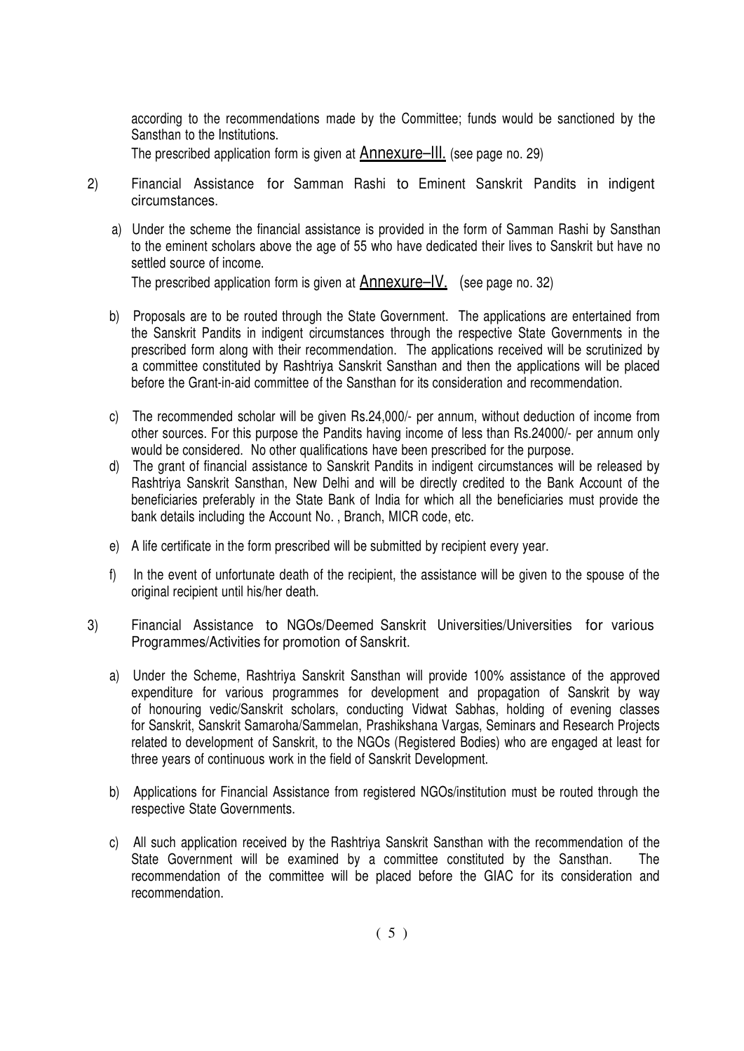according to the recommendations made by the Committee; funds would be sanctioned by the Sansthan to the Institutions.

The prescribed application form is given at Annexure–III. (see page no. 29)

2) Financial Assistance for Samman Rashi to Eminent Sanskrit Pandits in indigent circumstances.

   a) Under the scheme the financial assistance is provided in the form of Samman Rashi by Sansthan to the eminent scholars above the age of 55 who have dedicated their lives to Sanskrit but have no settled source of income.

      The prescribed application form is given at Annexure–IV. (see page no. 32)

   b) Proposals are to be routed through the State Government. The applications are entertained from the Sanskrit Pandits in indigent circumstances through the respective State Governments in the prescribed form along with their recommendation. The applications received will be scrutinized by a committee constituted by Rashtriya Sanskrit Sansthan and then the applications will be placed before the Grant-in-aid committee of the Sansthan for its consideration and recommendation.

   c) The recommended scholar will be given Rs.24,000/- per annum, without deduction of income from other sources. For this purpose the Pandits having income of less than Rs.24000/- per annum only would be considered. No other qualifications have been prescribed for the purpose.

   d) The grant of financial assistance to Sanskrit Pandits in indigent circumstances will be released by Rashtriya Sanskrit Sansthan, New Delhi and will be directly credited to the Bank Account of the beneficiaries preferably in the State Bank of India for which all the beneficiaries must provide the bank details including the Account No. , Branch, MICR code, etc.

   e) A life certificate in the form prescribed will be submitted by recipient every year.

   f) In the event of unfortunate death of the recipient, the assistance will be given to the spouse of the original recipient until his/her death.

3) Financial Assistance to NGOs/Deemed Sanskrit Universities/Universities for various Programmes/Activities for promotion of Sanskrit.

   a) Under the Scheme, Rashtriya Sanskrit Sansthan will provide 100% assistance of the approved expenditure for various programmes for development and propagation of Sanskrit by way of honouring vedic/Sanskrit scholars, conducting Vidwat Sabhas, holding of evening classes for Sanskrit, Sanskrit Samaroha/Sammelan, Prashikshana Vargas, Seminars and Research Projects related to development of Sanskrit, to the NGOs (Registered Bodies) who are engaged at least for three years of continuous work in the field of Sanskrit Development.

   b) Applications for Financial Assistance from registered NGOs/institution must be routed through the respective State Governments.

   c) All such application received by the Rashtriya Sanskrit Sansthan with the recommendation of the State Government will be examined by a committee constituted by the Sansthan. The recommendation of the committee will be placed before the GIAC for its consideration and recommendation.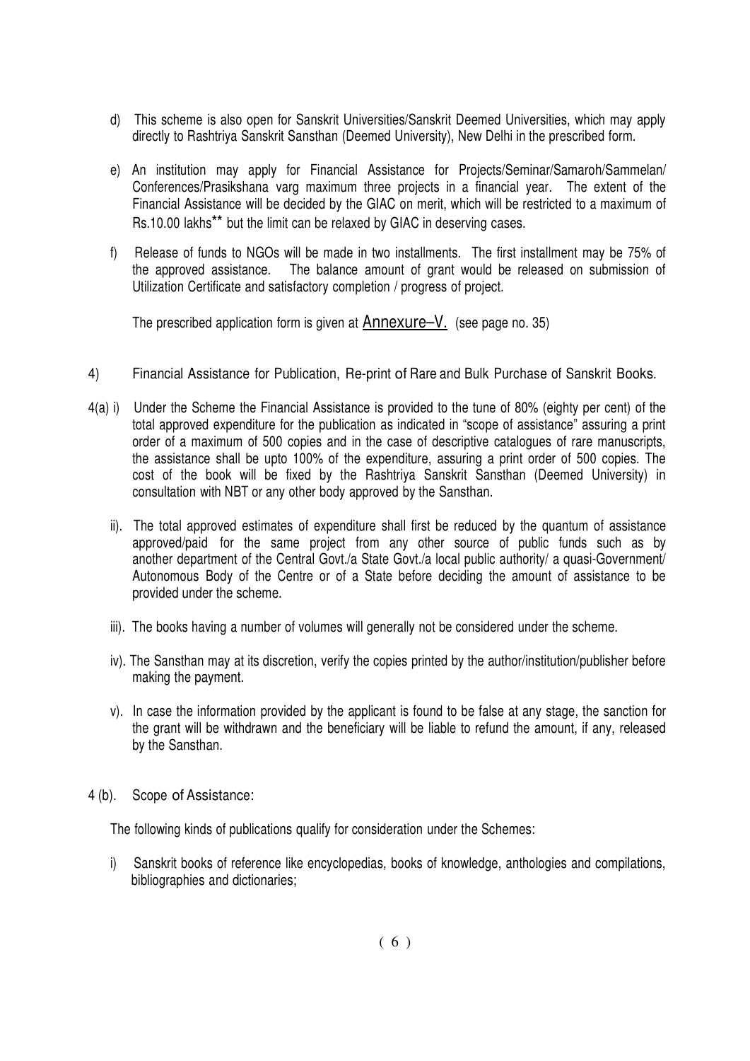d) This scheme is also open for Sanskrit Universities/Sanskrit Deemed Universities, which may apply directly to Rashtriya Sanskrit Sansthan (Deemed University), New Delhi in the prescribed form.

e) An institution may apply for Financial Assistance for Projects/Seminar/Samaroh/Sammelan/ Conferences/Prasikshana varg maximum three projects in a financial year. The extent of the Financial Assistance will be decided by the GIAC on merit, which will be restricted to a maximum of Rs.10.00 lakhs** but the limit can be relaxed by GIAC in deserving cases.

f) Release of funds to NGOs will be made in two installments. The first installment may be 75% of the approved assistance. The balance amount of grant would be released on submission of Utilization Certificate and satisfactory completion / progress of project.

The prescribed application form is given at Annexure–V. (see page no. 35)

4) Financial Assistance for Publication, Re-print of Rare and Bulk Purchase of Sanskrit Books.

4(a) i) Under the Scheme the Financial Assistance is provided to the tune of 80% (eighty per cent) of the total approved expenditure for the publication as indicated in "scope of assistance" assuring a print order of a maximum of 500 copies and in the case of descriptive catalogues of rare manuscripts, the assistance shall be upto 100% of the expenditure, assuring a print order of 500 copies. The cost of the book will be fixed by the Rashtriya Sanskrit Sansthan (Deemed University) in consultation with NBT or any other body approved by the Sansthan.

ii). The total approved estimates of expenditure shall first be reduced by the quantum of assistance approved/paid for the same project from any other source of public funds such as by another department of the Central Govt./a State Govt./a local public authority/ a quasi-Government/ Autonomous Body of the Centre or of a State before deciding the amount of assistance to be provided under the scheme.

iii). The books having a number of volumes will generally not be considered under the scheme.

iv). The Sansthan may at its discretion, verify the copies printed by the author/institution/publisher before making the payment.

v). In case the information provided by the applicant is found to be false at any stage, the sanction for the grant will be withdrawn and the beneficiary will be liable to refund the amount, if any, released by the Sansthan.

4 (b). Scope of Assistance:

The following kinds of publications qualify for consideration under the Schemes:

i) Sanskrit books of reference like encyclopedias, books of knowledge, anthologies and compilations, bibliographies and dictionaries;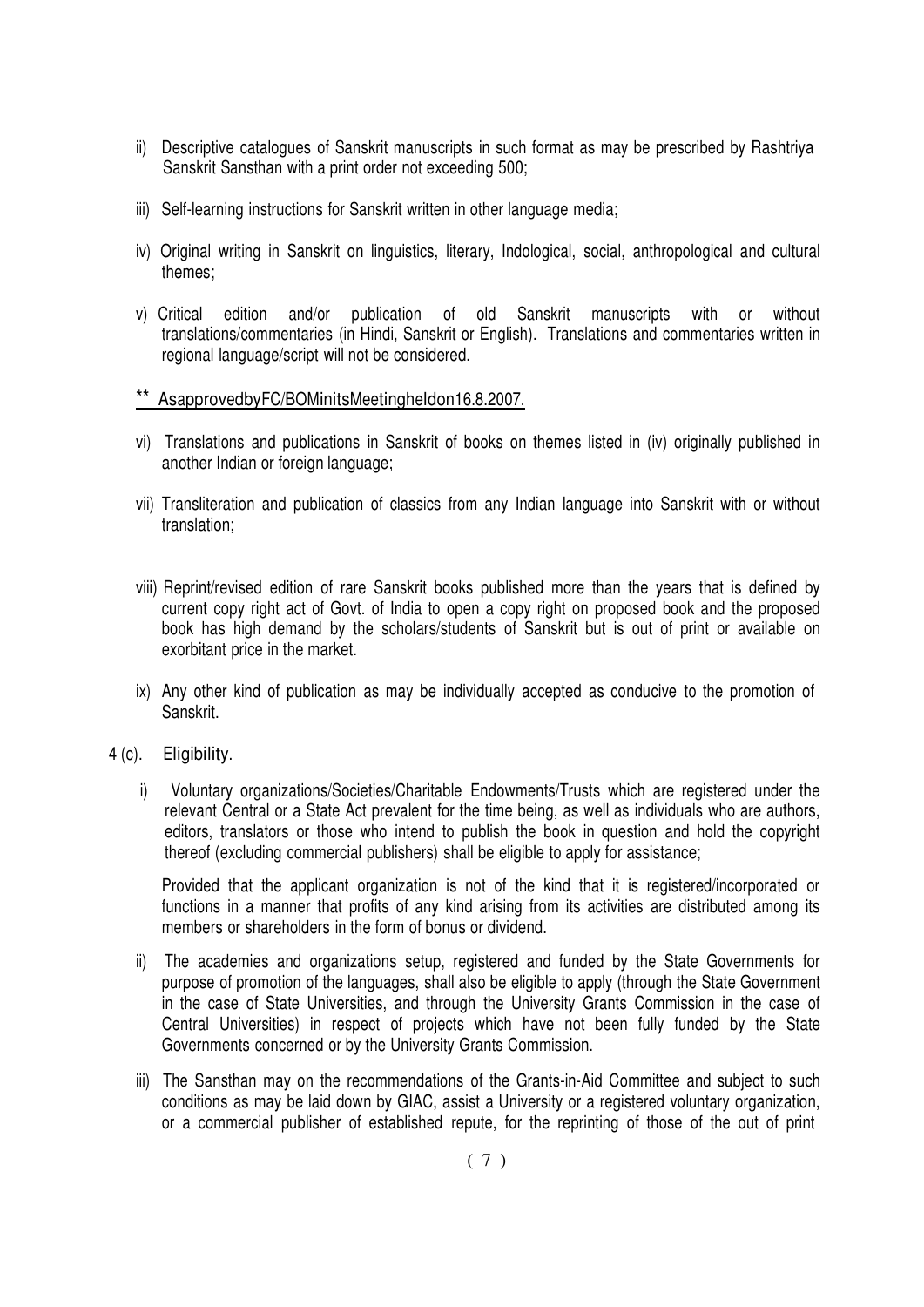ii) Descriptive catalogues of Sanskrit manuscripts in such format as may be prescribed by Rashtriya Sanskrit Sansthan with a print order not exceeding 500;

iii) Self-learning instructions for Sanskrit written in other language media;

iv) Original writing in Sanskrit on linguistics, literary, Indological, social, anthropological and cultural themes;

v) Critical edition and/or publication of old Sanskrit manuscripts with or without translations/commentaries (in Hindi, Sanskrit or English). Translations and commentaries written in regional language/script will not be considered.

** AsapprovedbyFC/BOMinitsMeetingheldon16.8.2007.

vi) Translations and publications in Sanskrit of books on themes listed in (iv) originally published in another Indian or foreign language;

vii) Transliteration and publication of classics from any Indian language into Sanskrit with or without translation;

viii) Reprint/revised edition of rare Sanskrit books published more than the years that is defined by current copy right act of Govt. of India to open a copy right on proposed book and the proposed book has high demand by the scholars/students of Sanskrit but is out of print or available on exorbitant price in the market.

ix) Any other kind of publication as may be individually accepted as conducive to the promotion of Sanskrit.

4 (c). Eligibility.

i) Voluntary organizations/Societies/Charitable Endowments/Trusts which are registered under the relevant Central or a State Act prevalent for the time being, as well as individuals who are authors, editors, translators or those who intend to publish the book in question and hold the copyright thereof (excluding commercial publishers) shall be eligible to apply for assistance;

Provided that the applicant organization is not of the kind that it is registered/incorporated or functions in a manner that profits of any kind arising from its activities are distributed among its members or shareholders in the form of bonus or dividend.

ii) The academies and organizations setup, registered and funded by the State Governments for purpose of promotion of the languages, shall also be eligible to apply (through the State Government in the case of State Universities, and through the University Grants Commission in the case of Central Universities) in respect of projects which have not been fully funded by the State Governments concerned or by the University Grants Commission.

iii) The Sansthan may on the recommendations of the Grants-in-Aid Committee and subject to such conditions as may be laid down by GIAC, assist a University or a registered voluntary organization, or a commercial publisher of established repute, for the reprinting of those of the out of print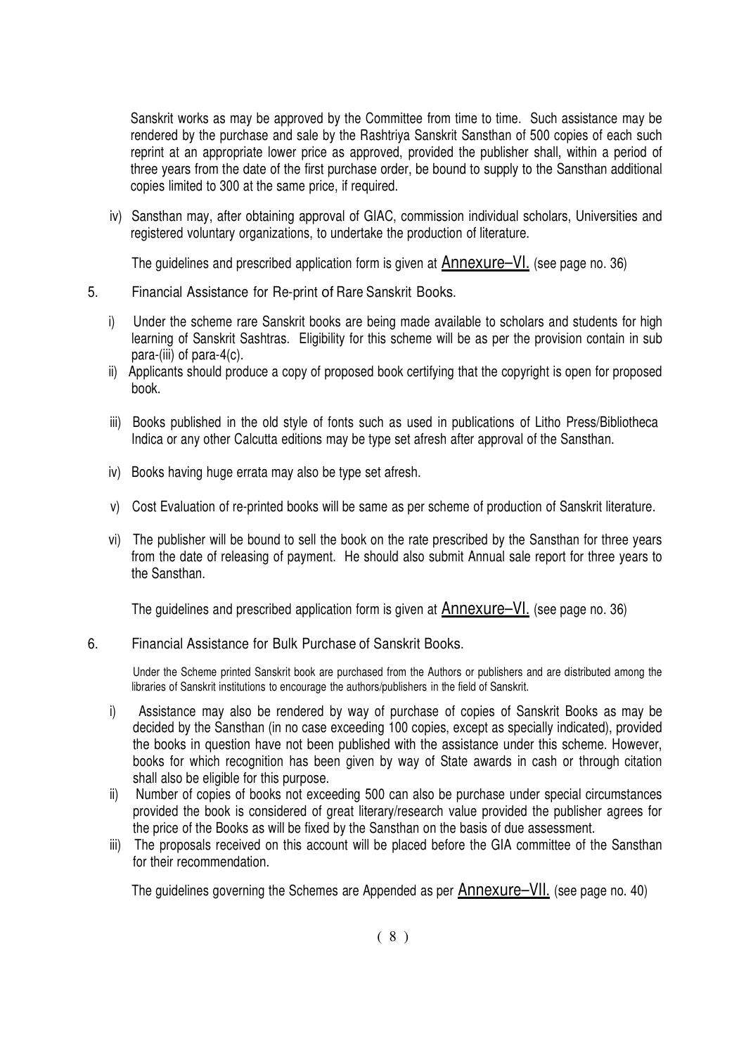Sanskrit works as may be approved by the Committee from time to time. Such assistance may be rendered by the purchase and sale by the Rashtriya Sanskrit Sansthan of 500 copies of each such reprint at an appropriate lower price as approved, provided the publisher shall, within a period of three years from the date of the first purchase order, be bound to supply to the Sansthan additional copies limited to 300 at the same price, if required.

iv) Sansthan may, after obtaining approval of GIAC, commission individual scholars, Universities and registered voluntary organizations, to undertake the production of literature.

The guidelines and prescribed application form is given at **Annexure–VI.** (see page no. 36)

5. Financial Assistance for Re-print of Rare Sanskrit Books.

i) Under the scheme rare Sanskrit books are being made available to scholars and students for high learning of Sanskrit Sashtras. Eligibility for this scheme will be as per the provision contain in sub para-(iii) of para-4(c).

ii) Applicants should produce a copy of proposed book certifying that the copyright is open for proposed book.

iii) Books published in the old style of fonts such as used in publications of Litho Press/Bibliotheca Indica or any other Calcutta editions may be type set afresh after approval of the Sansthan.

iv) Books having huge errata may also be type set afresh.

v) Cost Evaluation of re-printed books will be same as per scheme of production of Sanskrit literature.

vi) The publisher will be bound to sell the book on the rate prescribed by the Sansthan for three years from the date of releasing of payment. He should also submit Annual sale report for three years to the Sansthan.

The guidelines and prescribed application form is given at **Annexure–VI.** (see page no. 36)

6. Financial Assistance for Bulk Purchase of Sanskrit Books.

Under the Scheme printed Sanskrit book are purchased from the Authors or publishers and are distributed among the libraries of Sanskrit institutions to encourage the authors/publishers in the field of Sanskrit.

i) Assistance may also be rendered by way of purchase of copies of Sanskrit Books as may be decided by the Sansthan (in no case exceeding 100 copies, except as specially indicated), provided the books in question have not been published with the assistance under this scheme. However, books for which recognition has been given by way of State awards in cash or through citation shall also be eligible for this purpose.

ii) Number of copies of books not exceeding 500 can also be purchase under special circumstances provided the book is considered of great literary/research value provided the publisher agrees for the price of the Books as will be fixed by the Sansthan on the basis of due assessment.

iii) The proposals received on this account will be placed before the GIA committee of the Sansthan for their recommendation.

The guidelines governing the Schemes are Appended as per **Annexure–VII.** (see page no. 40)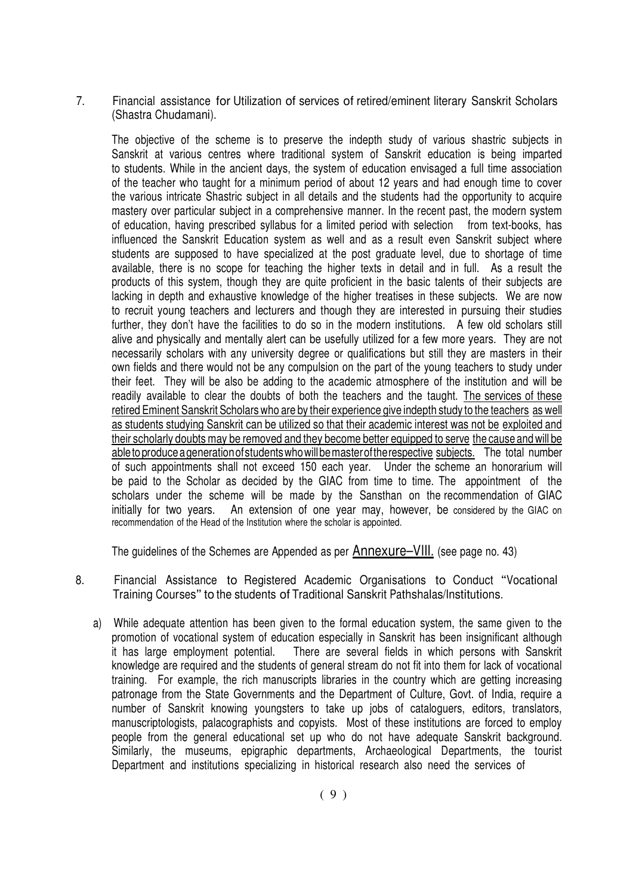7. Financial assistance for Utilization of services of retired/eminent literary Sanskrit Scholars (Shastra Chudamani).

The objective of the scheme is to preserve the indepth study of various shastric subjects in Sanskrit at various centres where traditional system of Sanskrit education is being imparted to students. While in the ancient days, the system of education envisaged a full time association of the teacher who taught for a minimum period of about 12 years and had enough time to cover the various intricate Shastric subject in all details and the students had the opportunity to acquire mastery over particular subject in a comprehensive manner. In the recent past, the modern system of education, having prescribed syllabus for a limited period with selection from text-books, has influenced the Sanskrit Education system as well and as a result even Sanskrit subject where students are supposed to have specialized at the post graduate level, due to shortage of time available, there is no scope for teaching the higher texts in detail and in full. As a result the products of this system, though they are quite proficient in the basic talents of their subjects are lacking in depth and exhaustive knowledge of the higher treatises in these subjects. We are now to recruit young teachers and lecturers and though they are interested in pursuing their studies further, they don't have the facilities to do so in the modern institutions. A few old scholars still alive and physically and mentally alert can be usefully utilized for a few more years. They are not necessarily scholars with any university degree or qualifications but still they are masters in their own fields and there would not be any compulsion on the part of the young teachers to study under their feet. They will be also be adding to the academic atmosphere of the institution and will be readily available to clear the doubts of both the teachers and the taught. The services of these retired Eminent Sanskrit Scholars who are by their experience give indepth study to the teachers as well as students studying Sanskrit can be utilized so that their academic interest was not be exploited and their scholarly doubts may be removed and they become better equipped to serve the cause and will be able to produce a generation of students who will be master of the respective subjects. The total number of such appointments shall not exceed 150 each year. Under the scheme an honorarium will be paid to the Scholar as decided by the GIAC from time to time. The appointment of the scholars under the scheme will be made by the Sansthan on the recommendation of GIAC initially for two years. An extension of one year may, however, be considered by the GIAC on recommendation of the Head of the Institution where the scholar is appointed.

The guidelines of the Schemes are Appended as per Annexure–VIII. (see page no. 43)

8. Financial Assistance to Registered Academic Organisations to Conduct "Vocational Training Courses" to the students of Traditional Sanskrit Pathshalas/Institutions.

   a) While adequate attention has been given to the formal education system, the same given to the promotion of vocational system of education especially in Sanskrit has been insignificant although it has large employment potential. There are several fields in which persons with Sanskrit knowledge are required and the students of general stream do not fit into them for lack of vocational training. For example, the rich manuscripts libraries in the country which are getting increasing patronage from the State Governments and the Department of Culture, Govt. of India, require a number of Sanskrit knowing youngsters to take up jobs of cataloguers, editors, translators, manuscriptologists, palacographists and copyists. Most of these institutions are forced to employ people from the general educational set up who do not have adequate Sanskrit background. Similarly, the museums, epigraphic departments, Archaeological Departments, the tourist Department and institutions specializing in historical research also need the services of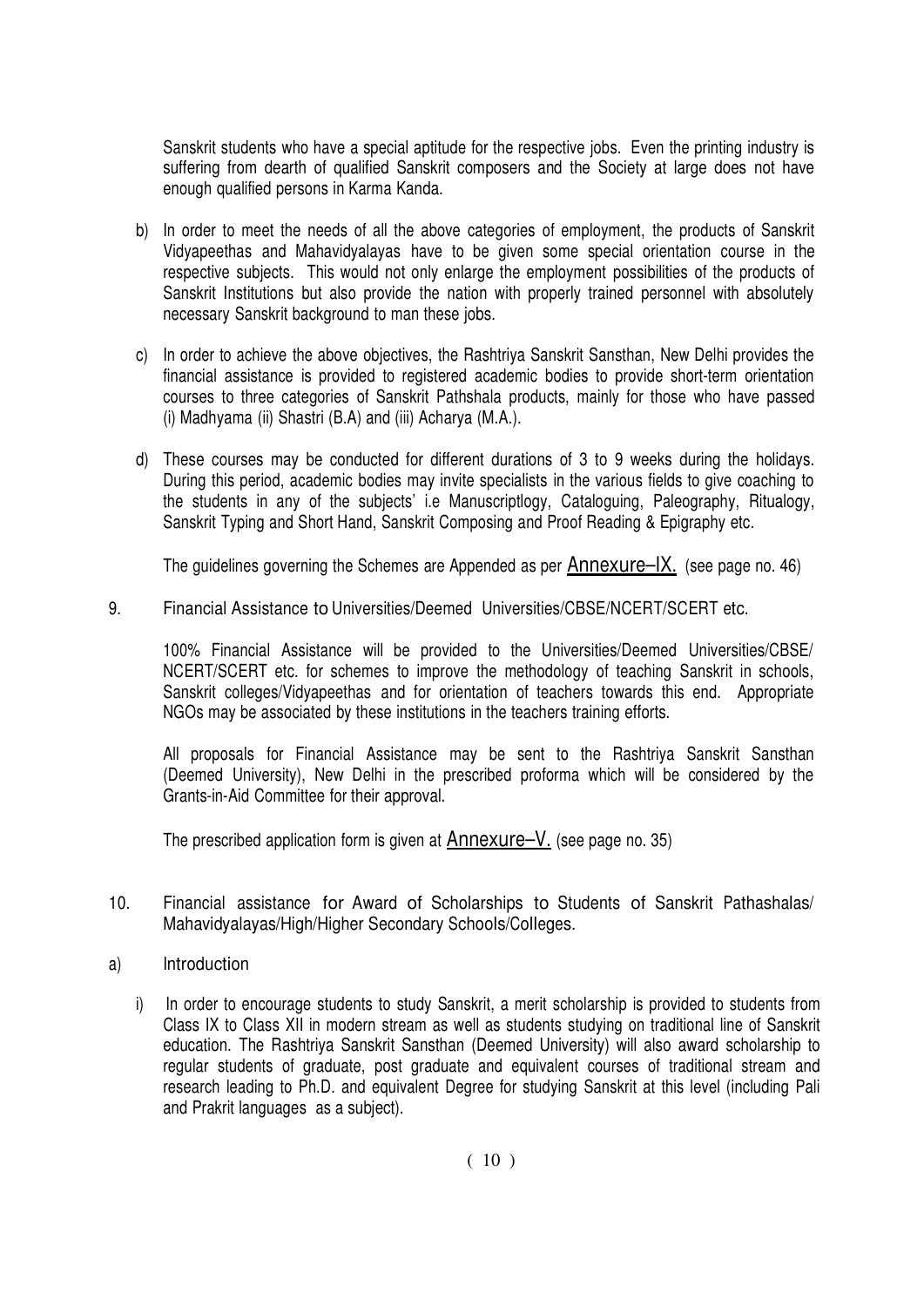Sanskrit students who have a special aptitude for the respective jobs. Even the printing industry is suffering from dearth of qualified Sanskrit composers and the Society at large does not have enough qualified persons in Karma Kanda.

b) In order to meet the needs of all the above categories of employment, the products of Sanskrit Vidyapeethas and Mahavidyalayas have to be given some special orientation course in the respective subjects. This would not only enlarge the employment possibilities of the products of Sanskrit Institutions but also provide the nation with properly trained personnel with absolutely necessary Sanskrit background to man these jobs.

c) In order to achieve the above objectives, the Rashtriya Sanskrit Sansthan, New Delhi provides the financial assistance is provided to registered academic bodies to provide short-term orientation courses to three categories of Sanskrit Pathshala products, mainly for those who have passed (i) Madhyama (ii) Shastri (B.A) and (iii) Acharya (M.A.).

d) These courses may be conducted for different durations of 3 to 9 weeks during the holidays. During this period, academic bodies may invite specialists in the various fields to give coaching to the students in any of the subjects' i.e Manuscriptlogy, Cataloguing, Paleography, Ritualogy, Sanskrit Typing and Short Hand, Sanskrit Composing and Proof Reading & Epigraphy etc.

The guidelines governing the Schemes are Appended as per <u>Annexure–IX.</u> (see page no. 46)

9. Financial Assistance to Universities/Deemed Universities/CBSE/NCERT/SCERT etc.

100% Financial Assistance will be provided to the Universities/Deemed Universities/CBSE/ NCERT/SCERT etc. for schemes to improve the methodology of teaching Sanskrit in schools, Sanskrit colleges/Vidyapeethas and for orientation of teachers towards this end. Appropriate NGOs may be associated by these institutions in the teachers training efforts.

All proposals for Financial Assistance may be sent to the Rashtriya Sanskrit Sansthan (Deemed University), New Delhi in the prescribed proforma which will be considered by the Grants-in-Aid Committee for their approval.

The prescribed application form is given at <u>Annexure–V.</u> (see page no. 35)

10. Financial assistance for Award of Scholarships to Students of Sanskrit Pathashalas/ Mahavidyalayas/High/Higher Secondary Schools/Colleges.

a) Introduction

i) In order to encourage students to study Sanskrit, a merit scholarship is provided to students from Class IX to Class XII in modern stream as well as students studying on traditional line of Sanskrit education. The Rashtriya Sanskrit Sansthan (Deemed University) will also award scholarship to regular students of graduate, post graduate and equivalent courses of traditional stream and research leading to Ph.D. and equivalent Degree for studying Sanskrit at this level (including Pali and Prakrit languages as a subject).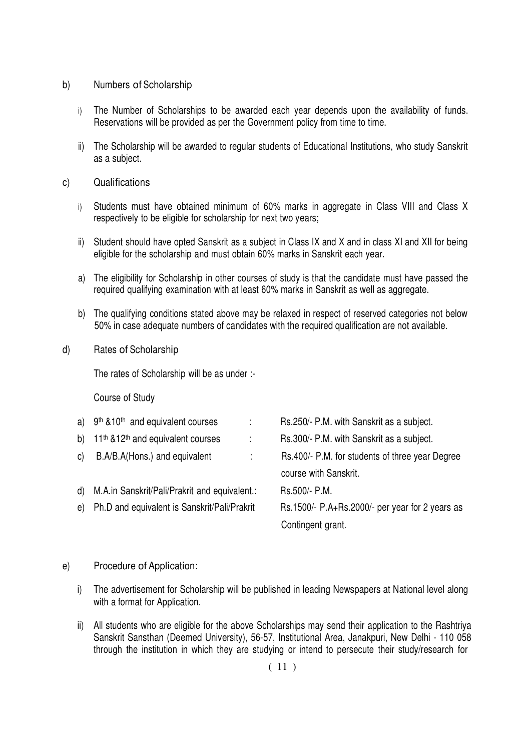b) Numbers of Scholarship

i) The Number of Scholarships to be awarded each year depends upon the availability of funds. Reservations will be provided as per the Government policy from time to time.

ii) The Scholarship will be awarded to regular students of Educational Institutions, who study Sanskrit as a subject.

c) Qualifications

i) Students must have obtained minimum of 60% marks in aggregate in Class VIII and Class X respectively to be eligible for scholarship for next two years;

ii) Student should have opted Sanskrit as a subject in Class IX and X and in class XI and XII for being eligible for the scholarship and must obtain 60% marks in Sanskrit each year.

a) The eligibility for Scholarship in other courses of study is that the candidate must have passed the required qualifying examination with at least 60% marks in Sanskrit as well as aggregate.

b) The qualifying conditions stated above may be relaxed in respect of reserved categories not below 50% in case adequate numbers of candidates with the required qualification are not available.

d) Rates of Scholarship

The rates of Scholarship will be as under :-

Course of Study

| | Course of Study | | Rate |
|---|---|---|---|
| a) | 9th &10th and equivalent courses | : | Rs.250/- P.M. with Sanskrit as a subject. |
| b) | 11th &12th and equivalent courses | : | Rs.300/- P.M. with Sanskrit as a subject. |
| c) | B.A/B.A(Hons.) and equivalent | : | Rs.400/- P.M. for students of three year Degree course with Sanskrit. |
| d) | M.A.in Sanskrit/Pali/Prakrit and equivalent.: | | Rs.500/- P.M. |
| e) | Ph.D and equivalent is Sanskrit/Pali/Prakrit | | Rs.1500/- P.A+Rs.2000/- per year for 2 years as Contingent grant. |

e) Procedure of Application:

i) The advertisement for Scholarship will be published in leading Newspapers at National level along with a format for Application.

ii) All students who are eligible for the above Scholarships may send their application to the Rashtriya Sanskrit Sansthan (Deemed University), 56-57, Institutional Area, Janakpuri, New Delhi - 110 058 through the institution in which they are studying or intend to persecute their study/research for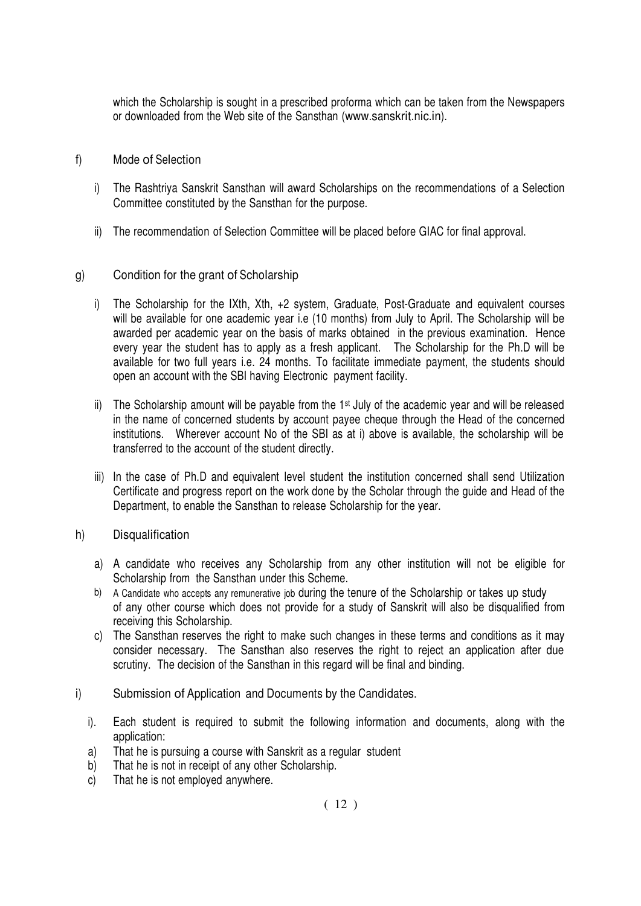which the Scholarship is sought in a prescribed proforma which can be taken from the Newspapers or downloaded from the Web site of the Sansthan (www.sanskrit.nic.in).

f) Mode of Selection

i) The Rashtriya Sanskrit Sansthan will award Scholarships on the recommendations of a Selection Committee constituted by the Sansthan for the purpose.

ii) The recommendation of Selection Committee will be placed before GIAC for final approval.

g) Condition for the grant of Scholarship

i) The Scholarship for the IXth, Xth, +2 system, Graduate, Post-Graduate and equivalent courses will be available for one academic year i.e (10 months) from July to April. The Scholarship will be awarded per academic year on the basis of marks obtained in the previous examination. Hence every year the student has to apply as a fresh applicant. The Scholarship for the Ph.D will be available for two full years i.e. 24 months. To facilitate immediate payment, the students should open an account with the SBI having Electronic payment facility.

ii) The Scholarship amount will be payable from the 1st July of the academic year and will be released in the name of concerned students by account payee cheque through the Head of the concerned institutions. Wherever account No of the SBI as at i) above is available, the scholarship will be transferred to the account of the student directly.

iii) In the case of Ph.D and equivalent level student the institution concerned shall send Utilization Certificate and progress report on the work done by the Scholar through the guide and Head of the Department, to enable the Sansthan to release Scholarship for the year.

h) Disqualification

a) A candidate who receives any Scholarship from any other institution will not be eligible for Scholarship from the Sansthan under this Scheme.

b) A Candidate who accepts any remunerative job during the tenure of the Scholarship or takes up study of any other course which does not provide for a study of Sanskrit will also be disqualified from receiving this Scholarship.

c) The Sansthan reserves the right to make such changes in these terms and conditions as it may consider necessary. The Sansthan also reserves the right to reject an application after due scrutiny. The decision of the Sansthan in this regard will be final and binding.

i) Submission of Application and Documents by the Candidates.

i). Each student is required to submit the following information and documents, along with the application:

a) That he is pursuing a course with Sanskrit as a regular student

b) That he is not in receipt of any other Scholarship.

c) That he is not employed anywhere.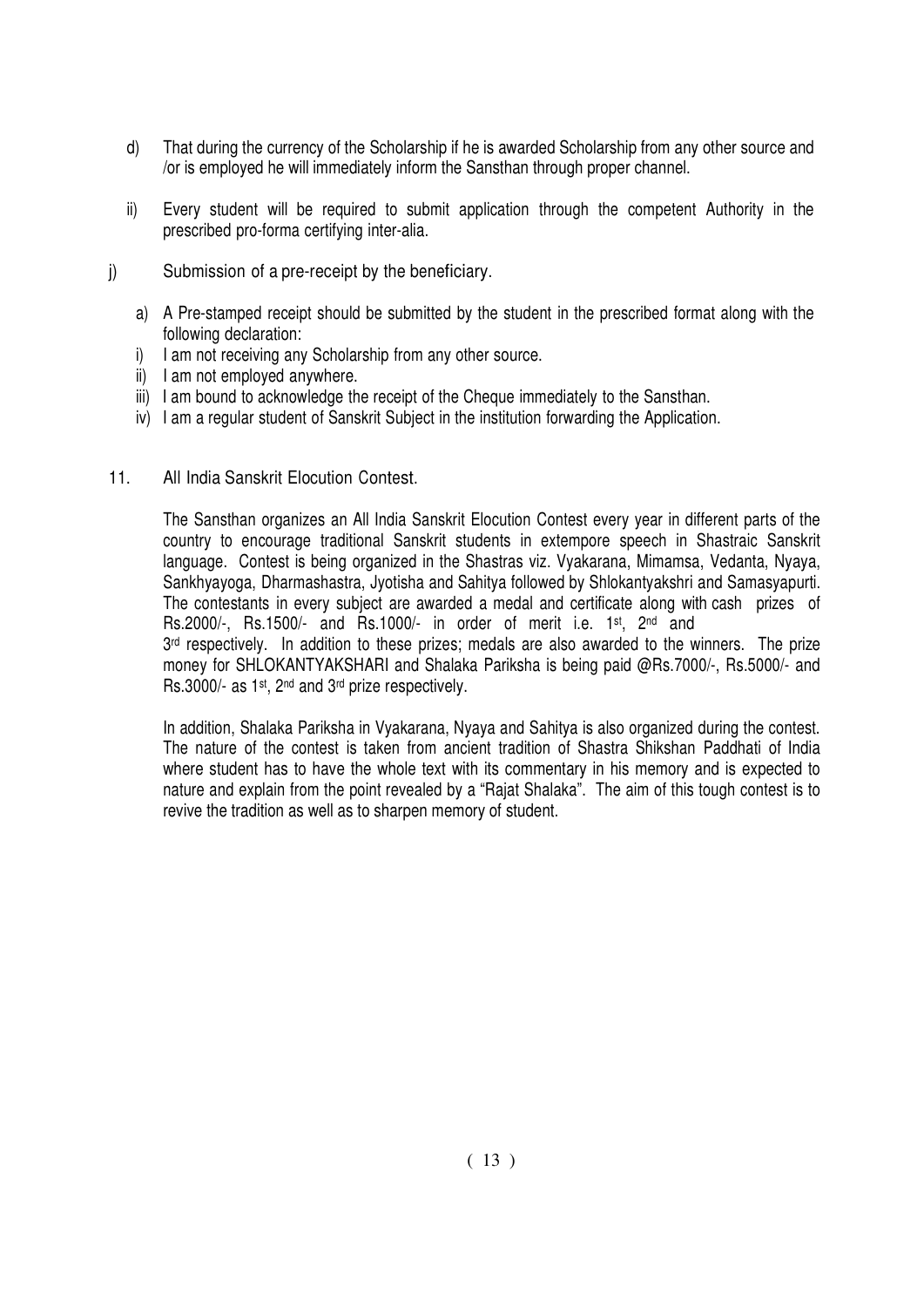d) That during the currency of the Scholarship if he is awarded Scholarship from any other source and /or is employed he will immediately inform the Sansthan through proper channel.

ii) Every student will be required to submit application through the competent Authority in the prescribed pro-forma certifying inter-alia.

j) Submission of a pre-receipt by the beneficiary.

a) A Pre-stamped receipt should be submitted by the student in the prescribed format along with the following declaration:

i) I am not receiving any Scholarship from any other source.
ii) I am not employed anywhere.
iii) I am bound to acknowledge the receipt of the Cheque immediately to the Sansthan.
iv) I am a regular student of Sanskrit Subject in the institution forwarding the Application.

11. All India Sanskrit Elocution Contest.

The Sansthan organizes an All India Sanskrit Elocution Contest every year in different parts of the country to encourage traditional Sanskrit students in extempore speech in Shastraic Sanskrit language. Contest is being organized in the Shastras viz. Vyakarana, Mimamsa, Vedanta, Nyaya, Sankhyayoga, Dharmashastra, Jyotisha and Sahitya followed by Shlokantyakshri and Samasyapurti. The contestants in every subject are awarded a medal and certificate along with cash prizes of Rs.2000/-, Rs.1500/- and Rs.1000/- in order of merit i.e. 1st, 2nd and 3rd respectively. In addition to these prizes; medals are also awarded to the winners. The prize money for SHLOKANTYAKSHARI and Shalaka Pariksha is being paid @Rs.7000/-, Rs.5000/- and Rs.3000/- as 1st, 2nd and 3rd prize respectively.

In addition, Shalaka Pariksha in Vyakarana, Nyaya and Sahitya is also organized during the contest. The nature of the contest is taken from ancient tradition of Shastra Shikshan Paddhati of India where student has to have the whole text with its commentary in his memory and is expected to nature and explain from the point revealed by a "Rajat Shalaka". The aim of this tough contest is to revive the tradition as well as to sharpen memory of student.